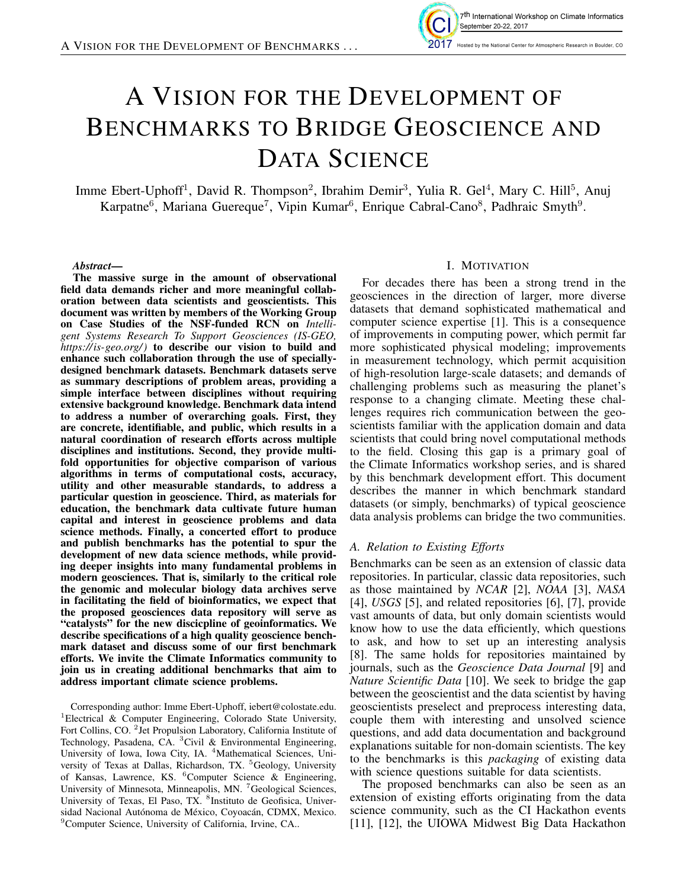# A Vision for the Development of Benchmarks to Bridge Geoscience and Data Science

Imme Ebert-Uphoff[1], David R. Thompson[2], Ibrahim Demir[3], Yulia R. Gel[4], Mary C. Hill[5], Anuj Karpatne[6], Mariana Guereque[7], Vipin Kumar[6], Enrique Cabral-Cano[8], Padhraic Smyth[9].

***Abstract*—**
**The massive surge in the amount of observational field data demands richer and more meaningful collaboration between data scientists and geoscientists. This document was written by members of the Working Group on Case Studies of the NSF-funded RCN on *Intelligent Systems Research To Support Geosciences (IS-GEO, https://is-geo.org/)* to describe our vision to build and enhance such collaboration through the use of specially-designed benchmark datasets. Benchmark datasets serve as summary descriptions of problem areas, providing a simple interface between disciplines without requiring extensive background knowledge. Benchmark data intend to address a number of overarching goals. First, they are concrete, identifiable, and public, which results in a natural coordination of research efforts across multiple disciplines and institutions. Second, they provide multifold opportunities for objective comparison of various algorithms in terms of computational costs, accuracy, utility and other measurable standards, to address a particular question in geoscience. Third, as materials for education, the benchmark data cultivate future human capital and interest in geoscience problems and data science methods. Finally, a concerted effort to produce and publish benchmarks has the potential to spur the development of new data science methods, while providing deeper insights into many fundamental problems in modern geosciences. That is, similarly to the critical role the genomic and molecular biology data archives serve in facilitating the field of bioinformatics, we expect that the proposed geosciences data repository will serve as "catalysts" for the new discicpline of geoinformatics. We describe specifications of a high quality geoscience benchmark dataset and discuss some of our first benchmark efforts. We invite the Climate Informatics community to join us in creating additional benchmarks that aim to address important climate science problems.**

Corresponding author: Imme Ebert-Uphoff, iebert@colostate.edu. [1]Electrical & Computer Engineering, Colorado State University, Fort Collins, CO. [2]Jet Propulsion Laboratory, California Institute of Technology, Pasadena, CA. [3]Civil & Environmental Engineering, University of Iowa, Iowa City, IA. [4]Mathematical Sciences, University of Texas at Dallas, Richardson, TX. [5]Geology, University of Kansas, Lawrence, KS. [6]Computer Science & Engineering, University of Minnesota, Minneapolis, MN. [7]Geological Sciences, University of Texas, El Paso, TX. [8]Instituto de Geofisica, Universidad Nacional Autónoma de México, Coyoacán, CDMX, Mexico. [9]Computer Science, University of California, Irvine, CA..

## I. Motivation

For decades there has been a strong trend in the geosciences in the direction of larger, more diverse datasets that demand sophisticated mathematical and computer science expertise [1]. This is a consequence of improvements in computing power, which permit far more sophisticated physical modeling; improvements in measurement technology, which permit acquisition of high-resolution large-scale datasets; and demands of challenging problems such as measuring the planet's response to a changing climate. Meeting these challenges requires rich communication between the geoscientists familiar with the application domain and data scientists that could bring novel computational methods to the field. Closing this gap is a primary goal of the Climate Informatics workshop series, and is shared by this benchmark development effort. This document describes the manner in which benchmark standard datasets (or simply, benchmarks) of typical geoscience data analysis problems can bridge the two communities.

### A. Relation to Existing Efforts

Benchmarks can be seen as an extension of classic data repositories. In particular, classic data repositories, such as those maintained by *NCAR* [2], *NOAA* [3], *NASA* [4], *USGS* [5], and related repositories [6], [7], provide vast amounts of data, but only domain scientists would know how to use the data efficiently, which questions to ask, and how to set up an interesting analysis [8]. The same holds for repositories maintained by journals, such as the *Geoscience Data Journal* [9] and *Nature Scientific Data* [10]. We seek to bridge the gap between the geoscientist and the data scientist by having geoscientists preselect and preprocess interesting data, couple them with interesting and unsolved science questions, and add data documentation and background explanations suitable for non-domain scientists. The key to the benchmarks is this *packaging* of existing data with science questions suitable for data scientists.

The proposed benchmarks can also be seen as an extension of existing efforts originating from the data science community, such as the CI Hackathon events [11], [12], the UIOWA Midwest Big Data Hackathon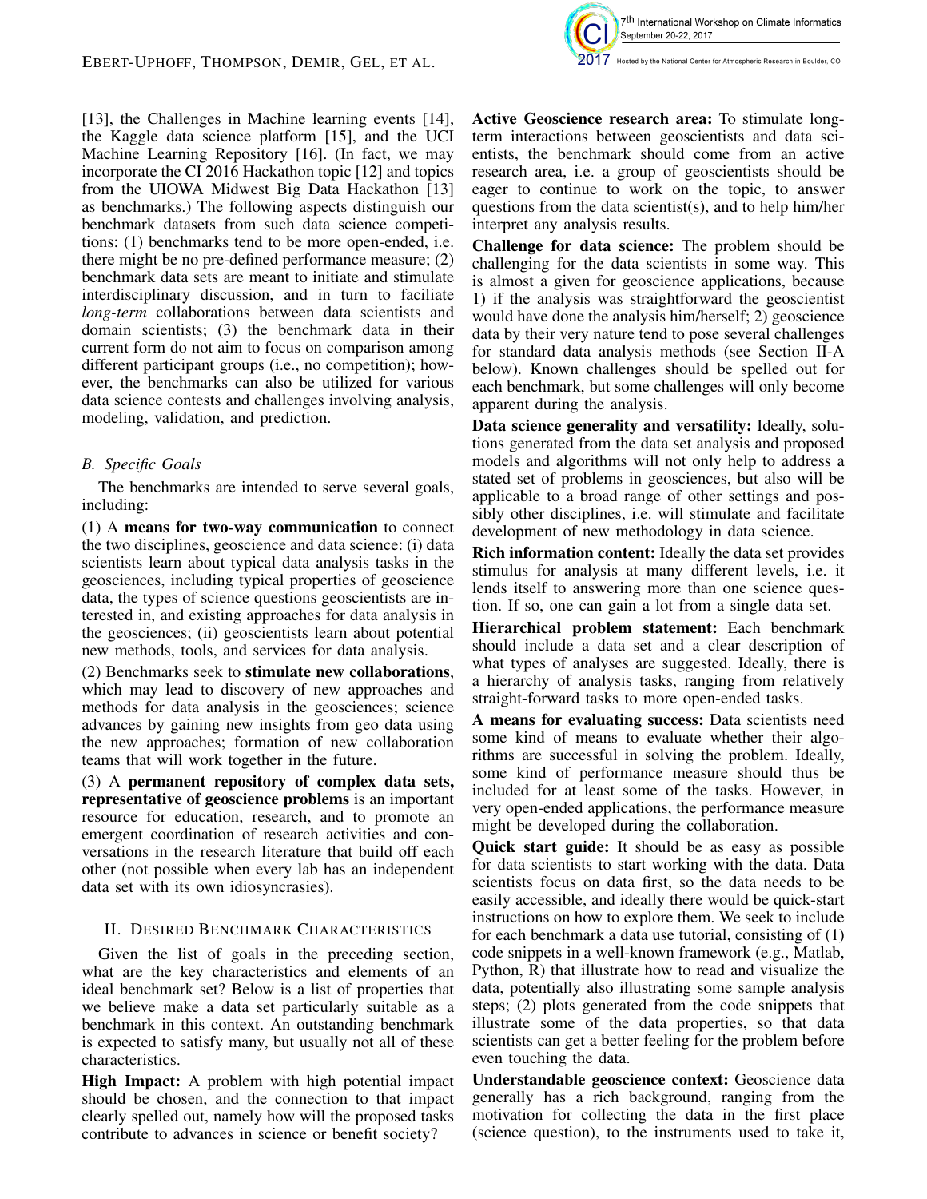[13], the Challenges in Machine learning events [14], the Kaggle data science platform [15], and the UCI Machine Learning Repository [16]. (In fact, we may incorporate the CI 2016 Hackathon topic [12] and topics from the UIOWA Midwest Big Data Hackathon [13] as benchmarks.) The following aspects distinguish our benchmark datasets from such data science competitions: (1) benchmarks tend to be more open-ended, i.e. there might be no pre-defined performance measure; (2) benchmark data sets are meant to initiate and stimulate interdisciplinary discussion, and in turn to faciliate *long-term* collaborations between data scientists and domain scientists; (3) the benchmark data in their current form do not aim to focus on comparison among different participant groups (i.e., no competition); however, the benchmarks can also be utilized for various data science contests and challenges involving analysis, modeling, validation, and prediction.

### B. Specific Goals

The benchmarks are intended to serve several goals, including:

(1) A **means for two-way communication** to connect the two disciplines, geoscience and data science: (i) data scientists learn about typical data analysis tasks in the geosciences, including typical properties of geoscience data, the types of science questions geoscientists are interested in, and existing approaches for data analysis in the geosciences; (ii) geoscientists learn about potential new methods, tools, and services for data analysis.

(2) Benchmarks seek to **stimulate new collaborations**, which may lead to discovery of new approaches and methods for data analysis in the geosciences; science advances by gaining new insights from geo data using the new approaches; formation of new collaboration teams that will work together in the future.

(3) A **permanent repository of complex data sets, representative of geoscience problems** is an important resource for education, research, and to promote an emergent coordination of research activities and conversations in the research literature that build off each other (not possible when every lab has an independent data set with its own idiosyncrasies).

## II. Desired Benchmark Characteristics

Given the list of goals in the preceding section, what are the key characteristics and elements of an ideal benchmark set? Below is a list of properties that we believe make a data set particularly suitable as a benchmark in this context. An outstanding benchmark is expected to satisfy many, but usually not all of these characteristics.

**High Impact:** A problem with high potential impact should be chosen, and the connection to that impact clearly spelled out, namely how will the proposed tasks contribute to advances in science or benefit society?

**Active Geoscience research area:** To stimulate long-term interactions between geoscientists and data scientists, the benchmark should come from an active research area, i.e. a group of geoscientists should be eager to continue to work on the topic, to answer questions from the data scientist(s), and to help him/her interpret any analysis results.

**Challenge for data science:** The problem should be challenging for the data scientists in some way. This is almost a given for geoscience applications, because 1) if the analysis was straightforward the geoscientist would have done the analysis him/herself; 2) geoscience data by their very nature tend to pose several challenges for standard data analysis methods (see Section II-A below). Known challenges should be spelled out for each benchmark, but some challenges will only become apparent during the analysis.

**Data science generality and versatility:** Ideally, solutions generated from the data set analysis and proposed models and algorithms will not only help to address a stated set of problems in geosciences, but also will be applicable to a broad range of other settings and possibly other disciplines, i.e. will stimulate and facilitate development of new methodology in data science.

**Rich information content:** Ideally the data set provides stimulus for analysis at many different levels, i.e. it lends itself to answering more than one science question. If so, one can gain a lot from a single data set.

**Hierarchical problem statement:** Each benchmark should include a data set and a clear description of what types of analyses are suggested. Ideally, there is a hierarchy of analysis tasks, ranging from relatively straight-forward tasks to more open-ended tasks.

**A means for evaluating success:** Data scientists need some kind of means to evaluate whether their algorithms are successful in solving the problem. Ideally, some kind of performance measure should thus be included for at least some of the tasks. However, in very open-ended applications, the performance measure might be developed during the collaboration.

**Quick start guide:** It should be as easy as possible for data scientists to start working with the data. Data scientists focus on data first, so the data needs to be easily accessible, and ideally there would be quick-start instructions on how to explore them. We seek to include for each benchmark a data use tutorial, consisting of (1) code snippets in a well-known framework (e.g., Matlab, Python, R) that illustrate how to read and visualize the data, potentially also illustrating some sample analysis steps; (2) plots generated from the code snippets that illustrate some of the data properties, so that data scientists can get a better feeling for the problem before even touching the data.

**Understandable geoscience context:** Geoscience data generally has a rich background, ranging from the motivation for collecting the data in the first place (science question), to the instruments used to take it,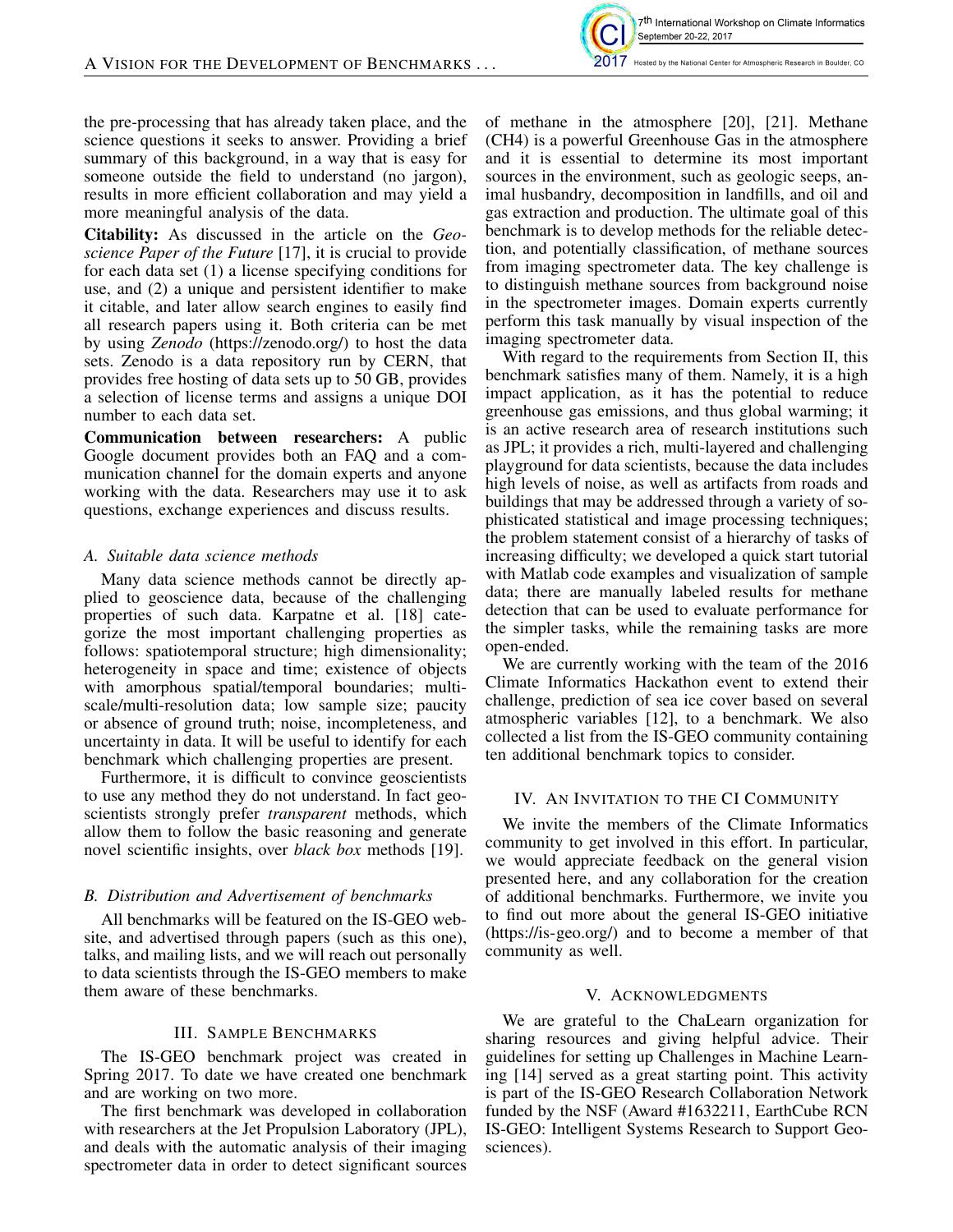the pre-processing that has already taken place, and the science questions it seeks to answer. Providing a brief summary of this background, in a way that is easy for someone outside the field to understand (no jargon), results in more efficient collaboration and may yield a more meaningful analysis of the data.

**Citability:** As discussed in the article on the *Geoscience Paper of the Future* [17], it is crucial to provide for each data set (1) a license specifying conditions for use, and (2) a unique and persistent identifier to make it citable, and later allow search engines to easily find all research papers using it. Both criteria can be met by using *Zenodo* (https://zenodo.org/) to host the data sets. Zenodo is a data repository run by CERN, that provides free hosting of data sets up to 50 GB, provides a selection of license terms and assigns a unique DOI number to each data set.

**Communication between researchers:** A public Google document provides both an FAQ and a communication channel for the domain experts and anyone working with the data. Researchers may use it to ask questions, exchange experiences and discuss results.

### A. Suitable data science methods

Many data science methods cannot be directly applied to geoscience data, because of the challenging properties of such data. Karpatne et al. [18] categorize the most important challenging properties as follows: spatiotemporal structure; high dimensionality; heterogeneity in space and time; existence of objects with amorphous spatial/temporal boundaries; multi-scale/multi-resolution data; low sample size; paucity or absence of ground truth; noise, incompleteness, and uncertainty in data. It will be useful to identify for each benchmark which challenging properties are present.

Furthermore, it is difficult to convince geoscientists to use any method they do not understand. In fact geoscientists strongly prefer *transparent* methods, which allow them to follow the basic reasoning and generate novel scientific insights, over *black box* methods [19].

### B. Distribution and Advertisement of benchmarks

All benchmarks will be featured on the IS-GEO website, and advertised through papers (such as this one), talks, and mailing lists, and we will reach out personally to data scientists through the IS-GEO members to make them aware of these benchmarks.

## III. Sample Benchmarks

The IS-GEO benchmark project was created in Spring 2017. To date we have created one benchmark and are working on two more.

The first benchmark was developed in collaboration with researchers at the Jet Propulsion Laboratory (JPL), and deals with the automatic analysis of their imaging spectrometer data in order to detect significant sources of methane in the atmosphere [20], [21]. Methane ($CH_4$) is a powerful Greenhouse Gas in the atmosphere and it is essential to determine its most important sources in the environment, such as geologic seeps, animal husbandry, decomposition in landfills, and oil and gas extraction and production. The ultimate goal of this benchmark is to develop methods for the reliable detection, and potentially classification, of methane sources from imaging spectrometer data. The key challenge is to distinguish methane sources from background noise in the spectrometer images. Domain experts currently perform this task manually by visual inspection of the imaging spectrometer data.

With regard to the requirements from Section II, this benchmark satisfies many of them. Namely, it is a high impact application, as it has the potential to reduce greenhouse gas emissions, and thus global warming; it is an active research area of research institutions such as JPL; it provides a rich, multi-layered and challenging playground for data scientists, because the data includes high levels of noise, as well as artifacts from roads and buildings that may be addressed through a variety of sophisticated statistical and image processing techniques; the problem statement consist of a hierarchy of tasks of increasing difficulty; we developed a quick start tutorial with Matlab code examples and visualization of sample data; there are manually labeled results for methane detection that can be used to evaluate performance for the simpler tasks, while the remaining tasks are more open-ended.

We are currently working with the team of the 2016 Climate Informatics Hackathon event to extend their challenge, prediction of sea ice cover based on several atmospheric variables [12], to a benchmark. We also collected a list from the IS-GEO community containing ten additional benchmark topics to consider.

## IV. An Invitation to the CI Community

We invite the members of the Climate Informatics community to get involved in this effort. In particular, we would appreciate feedback on the general vision presented here, and any collaboration for the creation of additional benchmarks. Furthermore, we invite you to find out more about the general IS-GEO initiative (https://is-geo.org/) and to become a member of that community as well.

## V. Acknowledgments

We are grateful to the ChaLearn organization for sharing resources and giving helpful advice. Their guidelines for setting up Challenges in Machine Learning [14] served as a great starting point. This activity is part of the IS-GEO Research Collaboration Network funded by the NSF (Award #1632211, EarthCube RCN IS-GEO: Intelligent Systems Research to Support Geosciences).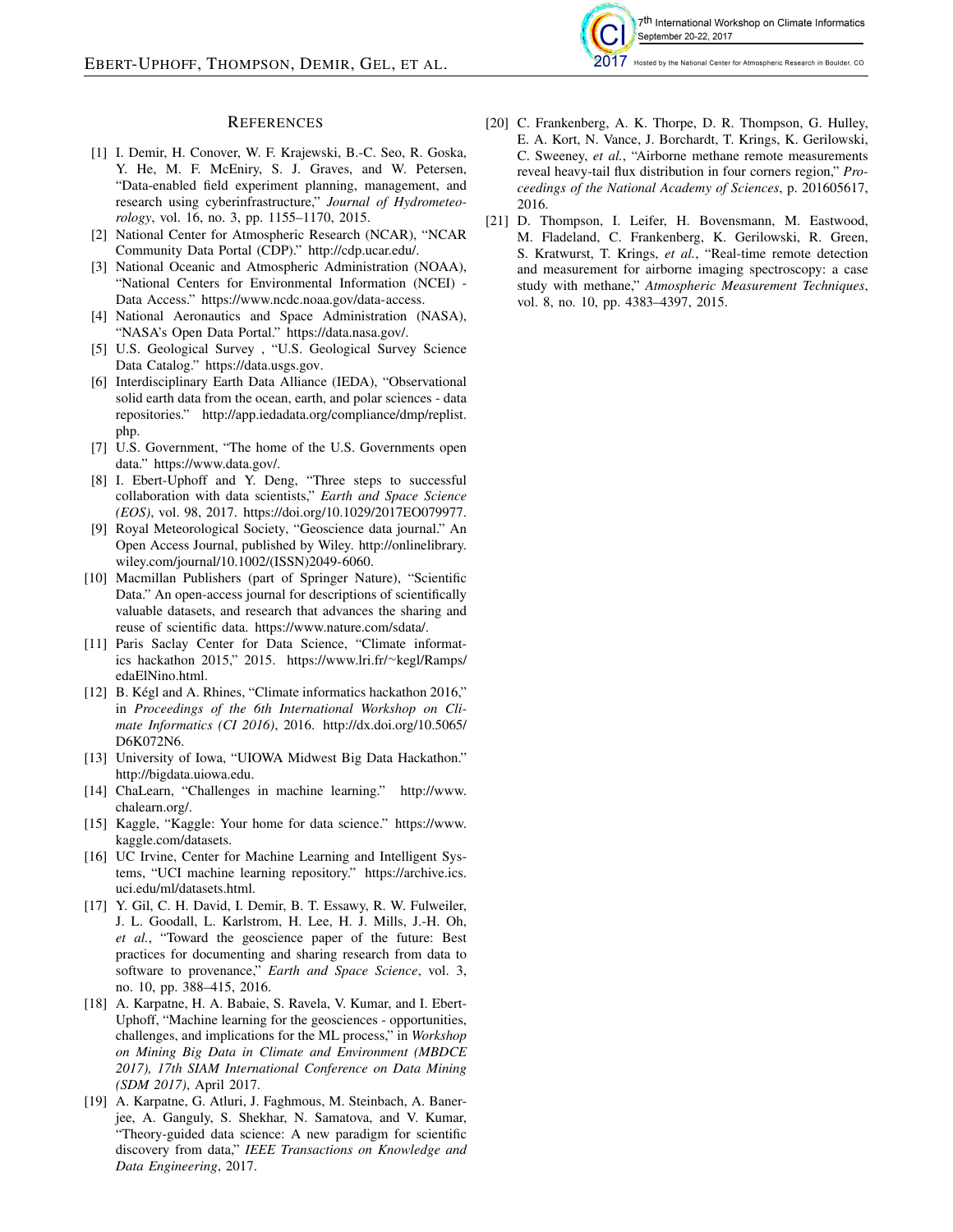## REFERENCES

[1] I. Demir, H. Conover, W. F. Krajewski, B.-C. Seo, R. Goska, Y. He, M. F. McEniry, S. J. Graves, and W. Petersen, "Data-enabled field experiment planning, management, and research using cyberinfrastructure," *Journal of Hydrometeorology*, vol. 16, no. 3, pp. 1155–1170, 2015.

[2] National Center for Atmospheric Research (NCAR), "NCAR Community Data Portal (CDP)." http://cdp.ucar.edu/.

[3] National Oceanic and Atmospheric Administration (NOAA), "National Centers for Environmental Information (NCEI) - Data Access." https://www.ncdc.noaa.gov/data-access.

[4] National Aeronautics and Space Administration (NASA), "NASA's Open Data Portal." https://data.nasa.gov/.

[5] U.S. Geological Survey , "U.S. Geological Survey Science Data Catalog." https://data.usgs.gov.

[6] Interdisciplinary Earth Data Alliance (IEDA), "Observational solid earth data from the ocean, earth, and polar sciences - data repositories." http://app.iedadata.org/compliance/dmp/replist.php.

[7] U.S. Government, "The home of the U.S. Governments open data." https://www.data.gov/.

[8] I. Ebert-Uphoff and Y. Deng, "Three steps to successful collaboration with data scientists," *Earth and Space Science (EOS)*, vol. 98, 2017. https://doi.org/10.1029/2017EO079977.

[9] Royal Meteorological Society, "Geoscience data journal." An Open Access Journal, published by Wiley. http://onlinelibrary.wiley.com/journal/10.1002/(ISSN)2049-6060.

[10] Macmillan Publishers (part of Springer Nature), "Scientific Data." An open-access journal for descriptions of scientifically valuable datasets, and research that advances the sharing and reuse of scientific data. https://www.nature.com/sdata/.

[11] Paris Saclay Center for Data Science, "Climate informatics hackathon 2015," 2015. https://www.lri.fr/~kegl/Ramps/edaElNino.html.

[12] B. Kégl and A. Rhines, "Climate informatics hackathon 2016," in *Proceedings of the 6th International Workshop on Climate Informatics (CI 2016)*, 2016. http://dx.doi.org/10.5065/D6K072N6.

[13] University of Iowa, "UIOWA Midwest Big Data Hackathon." http://bigdata.uiowa.edu.

[14] ChaLearn, "Challenges in machine learning." http://www.chalearn.org/.

[15] Kaggle, "Kaggle: Your home for data science." https://www.kaggle.com/datasets.

[16] UC Irvine, Center for Machine Learning and Intelligent Systems, "UCI machine learning repository." https://archive.ics.uci.edu/ml/datasets.html.

[17] Y. Gil, C. H. David, I. Demir, B. T. Essawy, R. W. Fulweiler, J. L. Goodall, L. Karlstrom, H. Lee, H. J. Mills, J.-H. Oh, *et al.*, "Toward the geoscience paper of the future: Best practices for documenting and sharing research from data to software to provenance," *Earth and Space Science*, vol. 3, no. 10, pp. 388–415, 2016.

[18] A. Karpatne, H. A. Babaie, S. Ravela, V. Kumar, and I. Ebert-Uphoff, "Machine learning for the geosciences - opportunities, challenges, and implications for the ML process," in *Workshop on Mining Big Data in Climate and Environment (MBDCE 2017), 17th SIAM International Conference on Data Mining (SDM 2017)*, April 2017.

[19] A. Karpatne, G. Atluri, J. Faghmous, M. Steinbach, A. Banerjee, A. Ganguly, S. Shekhar, N. Samatova, and V. Kumar, "Theory-guided data science: A new paradigm for scientific discovery from data," *IEEE Transactions on Knowledge and Data Engineering*, 2017.

[20] C. Frankenberg, A. K. Thorpe, D. R. Thompson, G. Hulley, E. A. Kort, N. Vance, J. Borchardt, T. Krings, K. Gerilowski, C. Sweeney, *et al.*, "Airborne methane remote measurements reveal heavy-tail flux distribution in four corners region," *Proceedings of the National Academy of Sciences*, p. 201605617, 2016.

[21] D. Thompson, I. Leifer, H. Bovensmann, M. Eastwood, M. Fladeland, C. Frankenberg, K. Gerilowski, R. Green, S. Kratwurst, T. Krings, *et al.*, "Real-time remote detection and measurement for airborne imaging spectroscopy: a case study with methane," *Atmospheric Measurement Techniques*, vol. 8, no. 10, pp. 4383–4397, 2015.